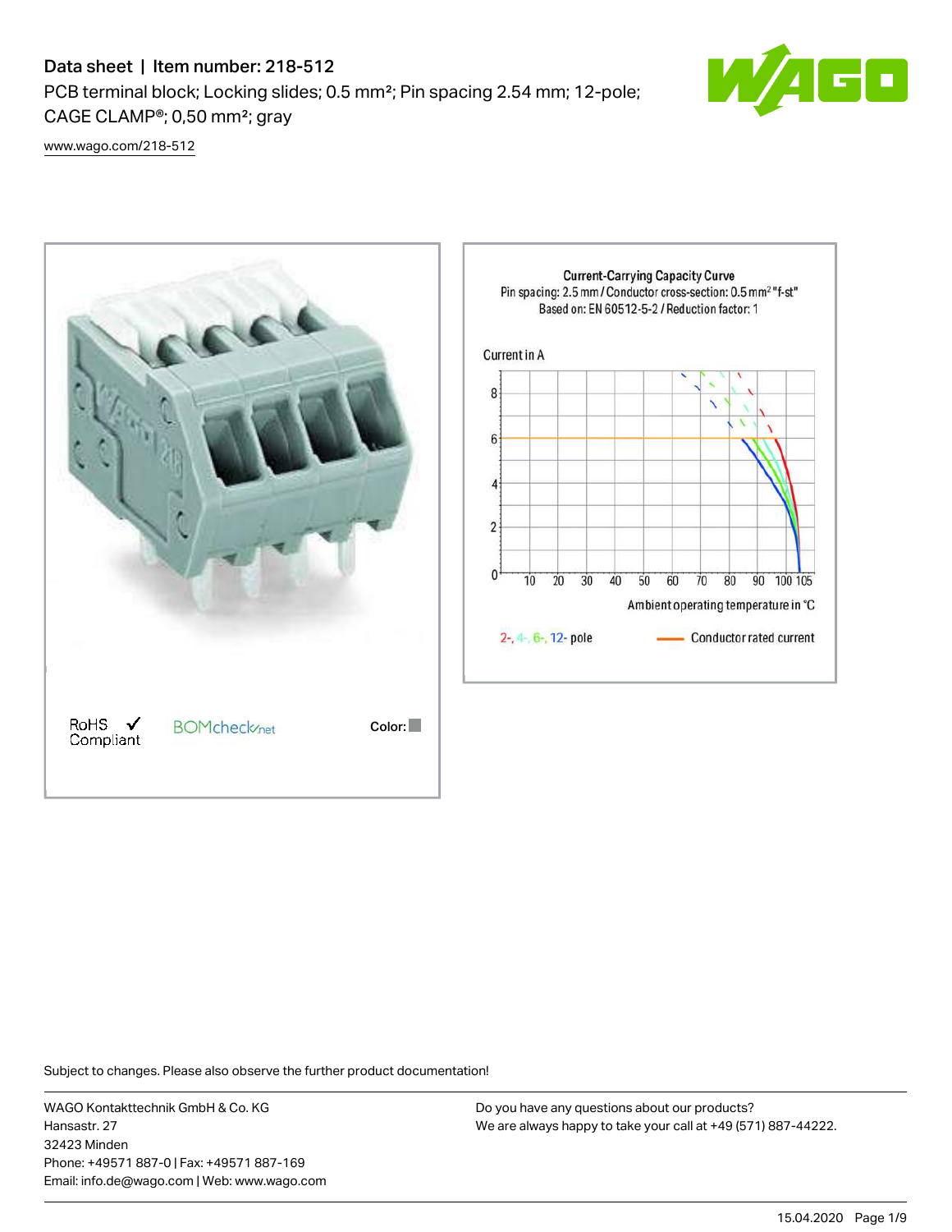# Data sheet | Item number: 218-512

PCB terminal block; Locking slides; 0.5 mm²; Pin spacing 2.54 mm; 12-pole; CAGE CLAMP®; 0,50 mm²; gray

www.wago.com/218-512

RoHS Compliant

Color:

Current-Carrying Capacity Curve
Pin spacing: 2.5 mm / Conductor cross-section: 0.5 mm² "f-st"
Based on: EN 60512-5-2 / Reduction factor: 1

Current in A

Ambient operating temperature in °C

2-, 4-, 6-, 12- pole

Conductor rated current

Subject to changes. Please also observe the further product documentation!

WAGO Kontakttechnik GmbH & Co. KG
Hansastr. 27
32423 Minden
Phone: +49571 887-0 | Fax: +49571 887-169
Email: info.de@wago.com | Web: www.wago.com

Do you have any questions about our products?
We are always happy to take your call at +49 (571) 887-44222.

15.04.2020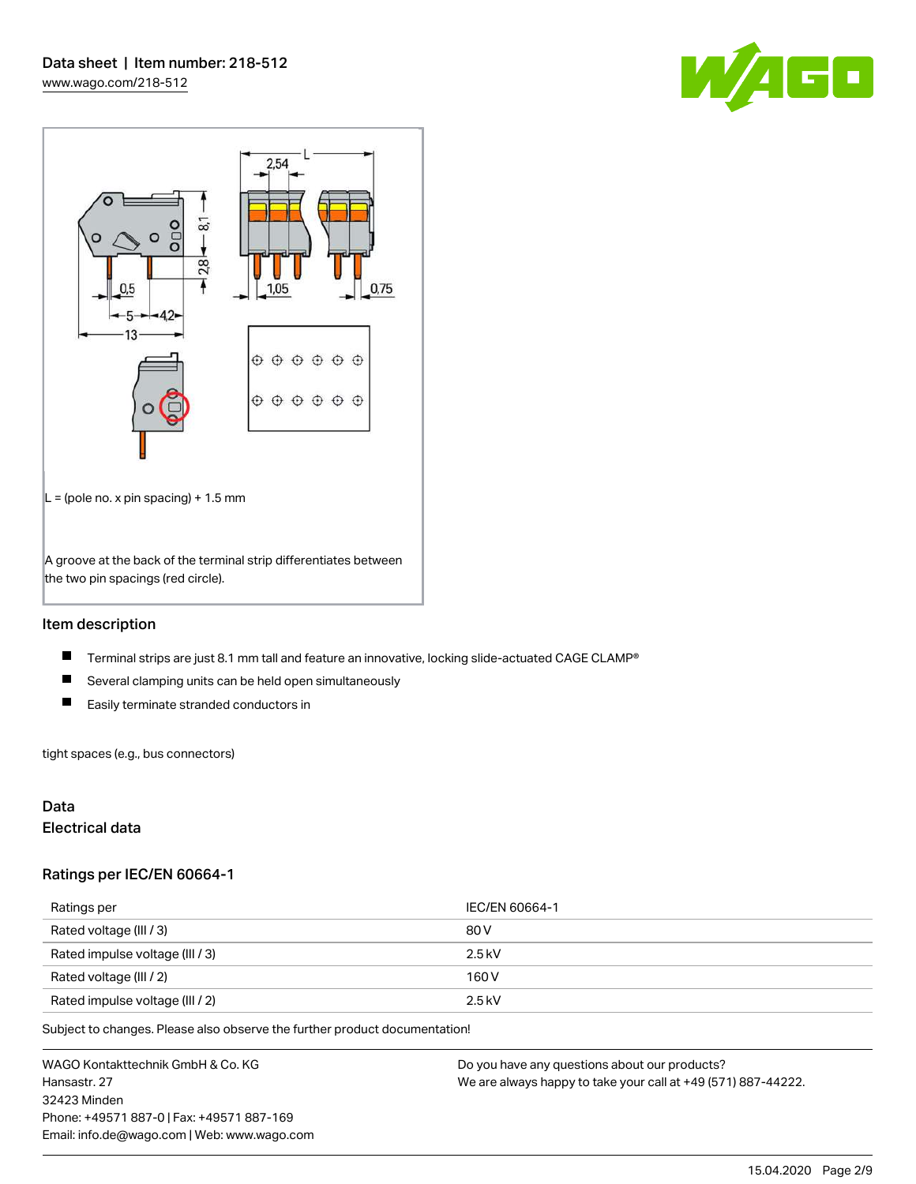L = (pole no. x pin spacing) + 1.5 mm

A groove at the back of the terminal strip differentiates between the two pin spacings (red circle).

## Item description

- Terminal strips are just 8.1 mm tall and feature an innovative, locking slide-actuated CAGE CLAMP®
- Several clamping units can be held open simultaneously
- Easily terminate stranded conductors in

tight spaces (e.g., bus connectors)

## Data

### Electrical data

### Ratings per IEC/EN 60664-1

| Ratings per | IEC/EN 60664-1 |
|---|---|
| Rated voltage (III / 3) | 80 V |
| Rated impulse voltage (III / 3) | 2.5 kV |
| Rated voltage (III / 2) | 160 V |
| Rated impulse voltage (III / 2) | 2.5 kV |

Subject to changes. Please also observe the further product documentation!

WAGO Kontakttechnik GmbH & Co. KG
Hansastr. 27
32423 Minden
Phone: +49571 887-0 | Fax: +49571 887-169
Email: info.de@wago.com | Web: www.wago.com

Do you have any questions about our products?
We are always happy to take your call at +49 (571) 887-44222.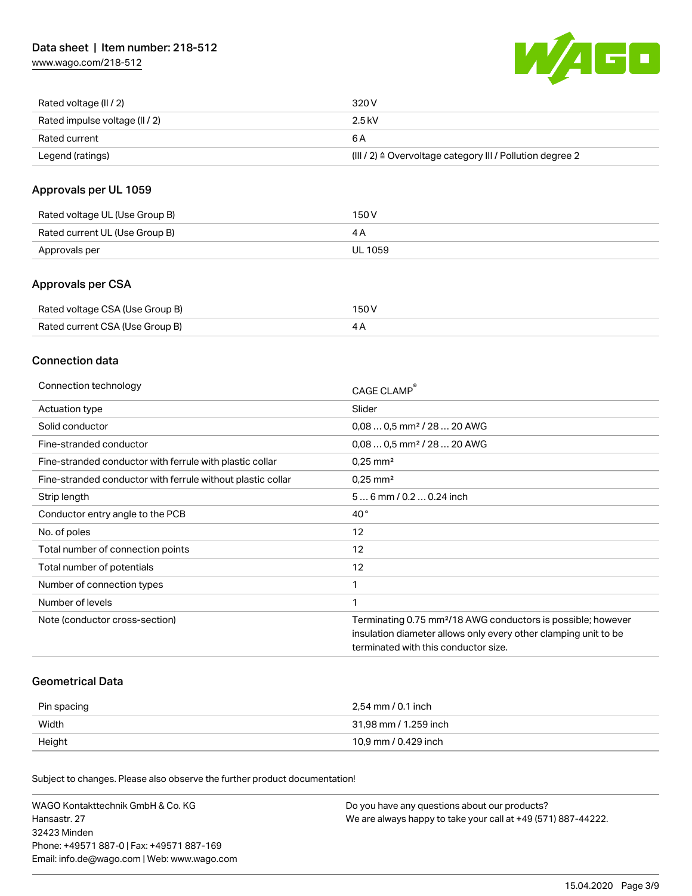| | |
|---|---|
| Rated voltage (II / 2) | 320 V |
| Rated impulse voltage (II / 2) | 2.5 kV |
| Rated current | 6 A |
| Legend (ratings) | (III / 2) ≙ Overvoltage category III / Pollution degree 2 |

## Approvals per UL 1059

| | |
|---|---|
| Rated voltage UL (Use Group B) | 150 V |
| Rated current UL (Use Group B) | 4 A |
| Approvals per | UL 1059 |

## Approvals per CSA

| | |
|---|---|
| Rated voltage CSA (Use Group B) | 150 V |
| Rated current CSA (Use Group B) | 4 A |

## Connection data

| | |
|---|---|
| Connection technology | CAGE CLAMP® |
| Actuation type | Slider |
| Solid conductor | 0,08 … 0,5 mm² / 28 … 20 AWG |
| Fine-stranded conductor | 0,08 … 0,5 mm² / 28 … 20 AWG |
| Fine-stranded conductor with ferrule with plastic collar | 0,25 mm² |
| Fine-stranded conductor with ferrule without plastic collar | 0,25 mm² |
| Strip length | 5 … 6 mm / 0.2 … 0.24 inch |
| Conductor entry angle to the PCB | 40 ° |
| No. of poles | 12 |
| Total number of connection points | 12 |
| Total number of potentials | 12 |
| Number of connection types | 1 |
| Number of levels | 1 |
| Note (conductor cross-section) | Terminating 0.75 mm²/18 AWG conductors is possible; however insulation diameter allows only every other clamping unit to be terminated with this conductor size. |

## Geometrical Data

| | |
|---|---|
| Pin spacing | 2,54 mm / 0.1 inch |
| Width | 31,98 mm / 1.259 inch |
| Height | 10,9 mm / 0.429 inch |

Subject to changes. Please also observe the further product documentation!

WAGO Kontakttechnik GmbH & Co. KG
Hansastr. 27
32423 Minden
Phone: +49571 887-0 | Fax: +49571 887-169
Email: info.de@wago.com | Web: www.wago.com

Do you have any questions about our products?
We are always happy to take your call at +49 (571) 887-44222.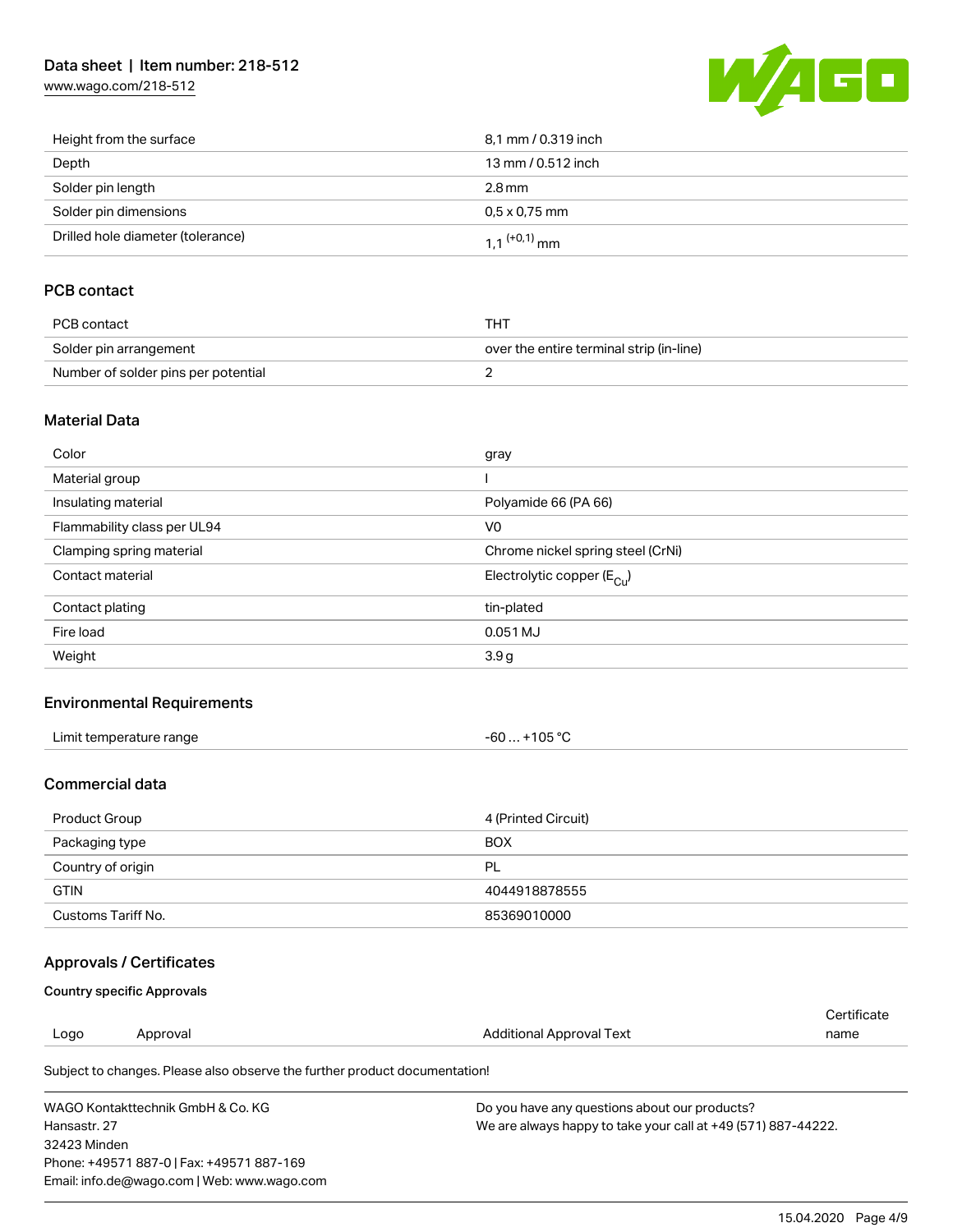| | |
|---|---|
| Height from the surface | 8,1 mm / 0.319 inch |
| Depth | 13 mm / 0.512 inch |
| Solder pin length | 2.8 mm |
| Solder pin dimensions | 0,5 x 0,75 mm |
| Drilled hole diameter (tolerance) | $1,1^{(+0,1)}$ mm |

## PCB contact

| | |
|---|---|
| PCB contact | THT |
| Solder pin arrangement | over the entire terminal strip (in-line) |
| Number of solder pins per potential | 2 |

## Material Data

| | |
|---|---|
| Color | gray |
| Material group | I |
| Insulating material | Polyamide 66 (PA 66) |
| Flammability class per UL94 | V0 |
| Clamping spring material | Chrome nickel spring steel (CrNi) |
| Contact material | Electrolytic copper ($E_{Cu}$) |
| Contact plating | tin-plated |
| Fire load | 0.051 MJ |
| Weight | 3.9 g |

## Environmental Requirements

| | |
|---|---|
| Limit temperature range | -60 … +105 °C |

## Commercial data

| | |
|---|---|
| Product Group | 4 (Printed Circuit) |
| Packaging type | BOX |
| Country of origin | PL |
| GTIN | 4044918878555 |
| Customs Tariff No. | 85369010000 |

## Approvals / Certificates

### Country specific Approvals

| Logo | Approval | Additional Approval Text | Certificate name |
|---|---|---|---|

Subject to changes. Please also observe the further product documentation!

WAGO Kontakttechnik GmbH & Co. KG
Hansastr. 27
32423 Minden
Phone: +49571 887-0 | Fax: +49571 887-169
Email: info.de@wago.com | Web: www.wago.com

Do you have any questions about our products?
We are always happy to take your call at +49 (571) 887-44222.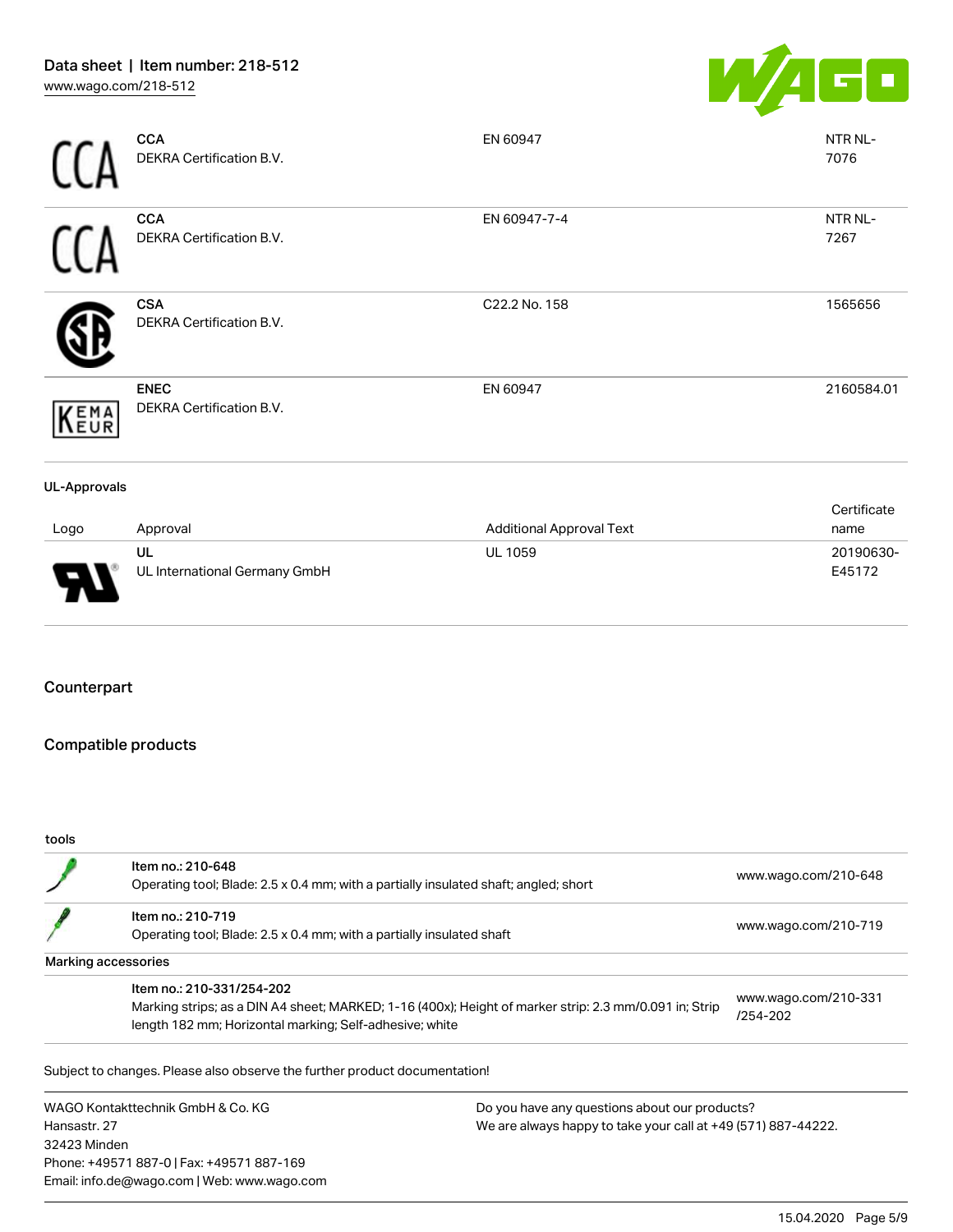| Logo | Approval | Additional Approval Text | Certificate name |
|---|---|---|---|
| CCA | **CCA**<br>DEKRA Certification B.V. | EN 60947 | NTR NL-7076 |
| CCA | **CCA**<br>DEKRA Certification B.V. | EN 60947-7-4 | NTR NL-7267 |
| | **CSA**<br>DEKRA Certification B.V. | C22.2 No. 158 | 1565656 |
| KEMA EUR | **ENEC**<br>DEKRA Certification B.V. | EN 60947 | 2160584.01 |

**UL-Approvals**

| Logo | Approval | Additional Approval Text | Certificate name |
|---|---|---|---|
| | **UL**<br>UL International Germany GmbH | UL 1059 | 20190630-E45172 |

## Counterpart

## Compatible products

**tools**

| | | |
|---|---|---|
| | Item no.: 210-648<br>Operating tool; Blade: 2.5 x 0.4 mm; with a partially insulated shaft; angled; short | www.wago.com/210-648 |
| | Item no.: 210-719<br>Operating tool; Blade: 2.5 x 0.4 mm; with a partially insulated shaft | www.wago.com/210-719 |

**Marking accessories**

| | | |
|---|---|---|
| | Item no.: 210-331/254-202<br>Marking strips; as a DIN A4 sheet; MARKED; 1-16 (400x); Height of marker strip: 2.3 mm/0.091 in; Strip length 182 mm; Horizontal marking; Self-adhesive; white | www.wago.com/210-331/254-202 |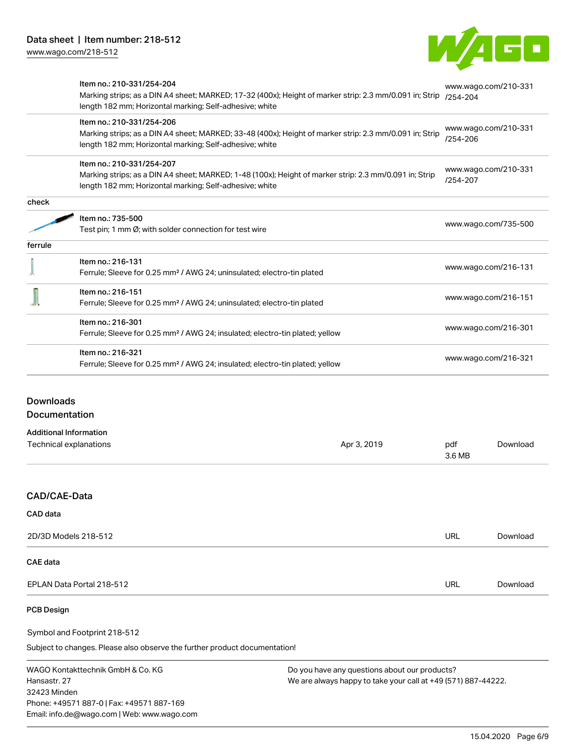| | | |
|---|---|---|
| | Item no.: 210-331/254-204<br>Marking strips; as a DIN A4 sheet; MARKED; 17-32 (400x); Height of marker strip: 2.3 mm/0.091 in; Strip length 182 mm; Horizontal marking; Self-adhesive; white | www.wago.com/210-331/254-204 |
| | Item no.: 210-331/254-206<br>Marking strips; as a DIN A4 sheet; MARKED; 33-48 (400x); Height of marker strip: 2.3 mm/0.091 in; Strip length 182 mm; Horizontal marking; Self-adhesive; white | www.wago.com/210-331/254-206 |
| | Item no.: 210-331/254-207<br>Marking strips; as a DIN A4 sheet; MARKED; 1-48 (100x); Height of marker strip: 2.3 mm/0.091 in; Strip length 182 mm; Horizontal marking; Self-adhesive; white | www.wago.com/210-331/254-207 |
| check | | |
| | Item no.: 735-500<br>Test pin; 1 mm Ø; with solder connection for test wire | www.wago.com/735-500 |
| ferrule | | |
| | Item no.: 216-131<br>Ferrule; Sleeve for 0.25 mm² / AWG 24; uninsulated; electro-tin plated | www.wago.com/216-131 |
| | Item no.: 216-151<br>Ferrule; Sleeve for 0.25 mm² / AWG 24; uninsulated; electro-tin plated | www.wago.com/216-151 |
| | Item no.: 216-301<br>Ferrule; Sleeve for 0.25 mm² / AWG 24; insulated; electro-tin plated; yellow | www.wago.com/216-301 |
| | Item no.: 216-321<br>Ferrule; Sleeve for 0.25 mm² / AWG 24; insulated; electro-tin plated; yellow | www.wago.com/216-321 |

## Downloads

### Documentation

**Additional Information**

| | | | |
|---|---|---|---|
| Technical explanations | Apr 3, 2019 | pdf<br>3.6 MB | Download |

### CAD/CAE-Data

**CAD data**

| | | |
|---|---|---|
| 2D/3D Models 218-512 | URL | Download |

**CAE data**

| | | |
|---|---|---|
| EPLAN Data Portal 218-512 | URL | Download |

**PCB Design**

Symbol and Footprint 218-512

Subject to changes. Please also observe the further product documentation!

WAGO Kontakttechnik GmbH & Co. KG
Hansastr. 27
32423 Minden
Phone: +49571 887-0 | Fax: +49571 887-169
Email: info.de@wago.com | Web: www.wago.com

Do you have any questions about our products?
We are always happy to take your call at +49 (571) 887-44222.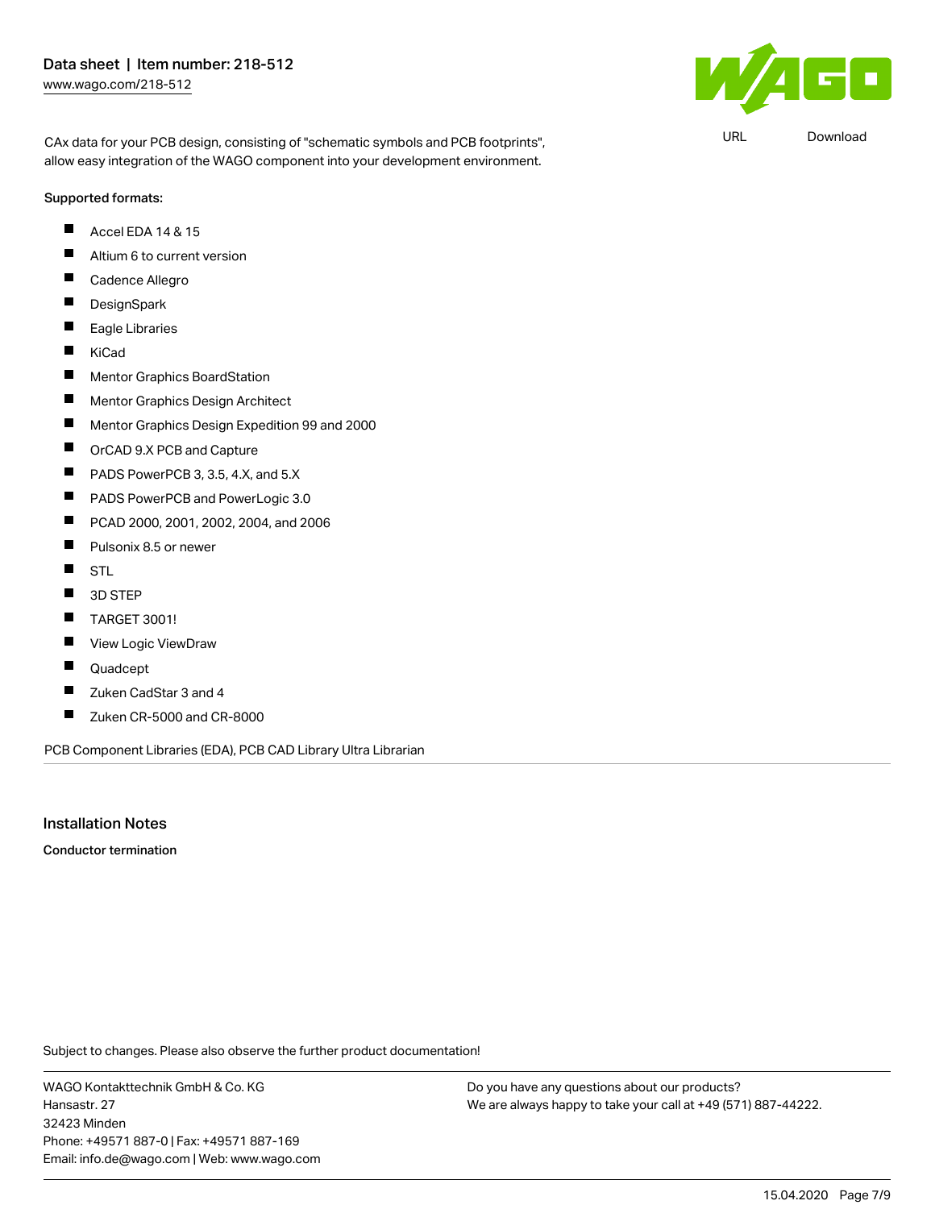CAx data for your PCB design, consisting of "schematic symbols and PCB footprints", allow easy integration of the WAGO component into your development environment.

URL Download

Supported formats:

- Accel EDA 14 & 15
- Altium 6 to current version
- Cadence Allegro
- DesignSpark
- Eagle Libraries
- KiCad
- Mentor Graphics BoardStation
- Mentor Graphics Design Architect
- Mentor Graphics Design Expedition 99 and 2000
- OrCAD 9.X PCB and Capture
- PADS PowerPCB 3, 3.5, 4.X, and 5.X
- PADS PowerPCB and PowerLogic 3.0
- PCAD 2000, 2001, 2002, 2004, and 2006
- Pulsonix 8.5 or newer
- STL
- 3D STEP
- TARGET 3001!
- View Logic ViewDraw
- Quadcept
- Zuken CadStar 3 and 4
- Zuken CR-5000 and CR-8000

PCB Component Libraries (EDA), PCB CAD Library Ultra Librarian

## Installation Notes

**Conductor termination**

Subject to changes. Please also observe the further product documentation!

WAGO Kontakttechnik GmbH & Co. KG
Hansastr. 27
32423 Minden
Phone: +49571 887-0 | Fax: +49571 887-169
Email: info.de@wago.com | Web: www.wago.com

Do you have any questions about our products?
We are always happy to take your call at +49 (571) 887-44222.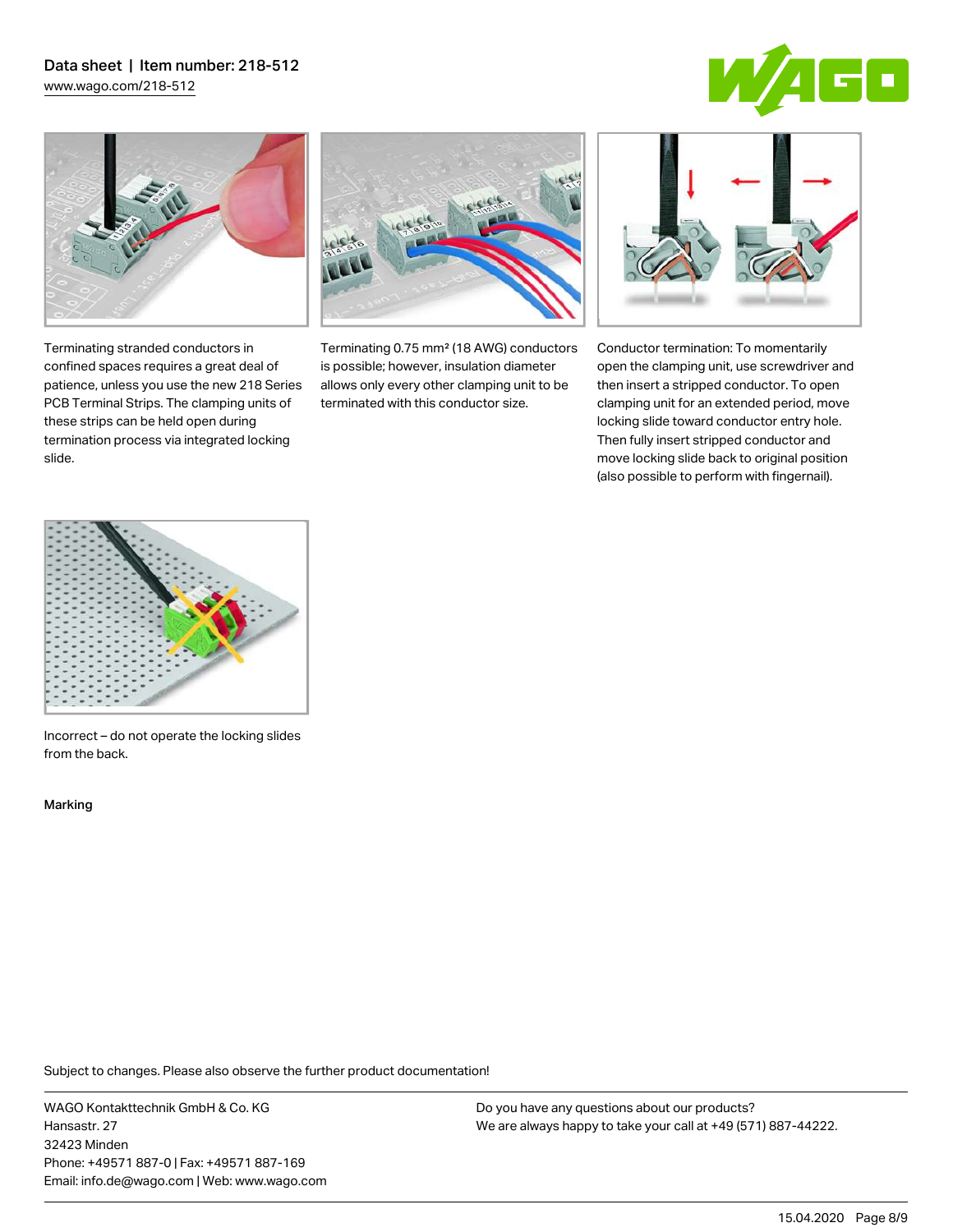Terminating stranded conductors in confined spaces requires a great deal of patience, unless you use the new 218 Series PCB Terminal Strips. The clamping units of these strips can be held open during termination process via integrated locking slide.

Terminating 0.75 mm² (18 AWG) conductors is possible; however, insulation diameter allows only every other clamping unit to be terminated with this conductor size.

Conductor termination: To momentarily open the clamping unit, use screwdriver and then insert a stripped conductor. To open clamping unit for an extended period, move locking slide toward conductor entry hole. Then fully insert stripped conductor and move locking slide back to original position (also possible to perform with fingernail).

Incorrect – do not operate the locking slides from the back.

Marking

Subject to changes. Please also observe the further product documentation!

WAGO Kontakttechnik GmbH & Co. KG
Hansastr. 27
32423 Minden
Phone: +49571 887-0 | Fax: +49571 887-169
Email: info.de@wago.com | Web: www.wago.com

Do you have any questions about our products?
We are always happy to take your call at +49 (571) 887-44222.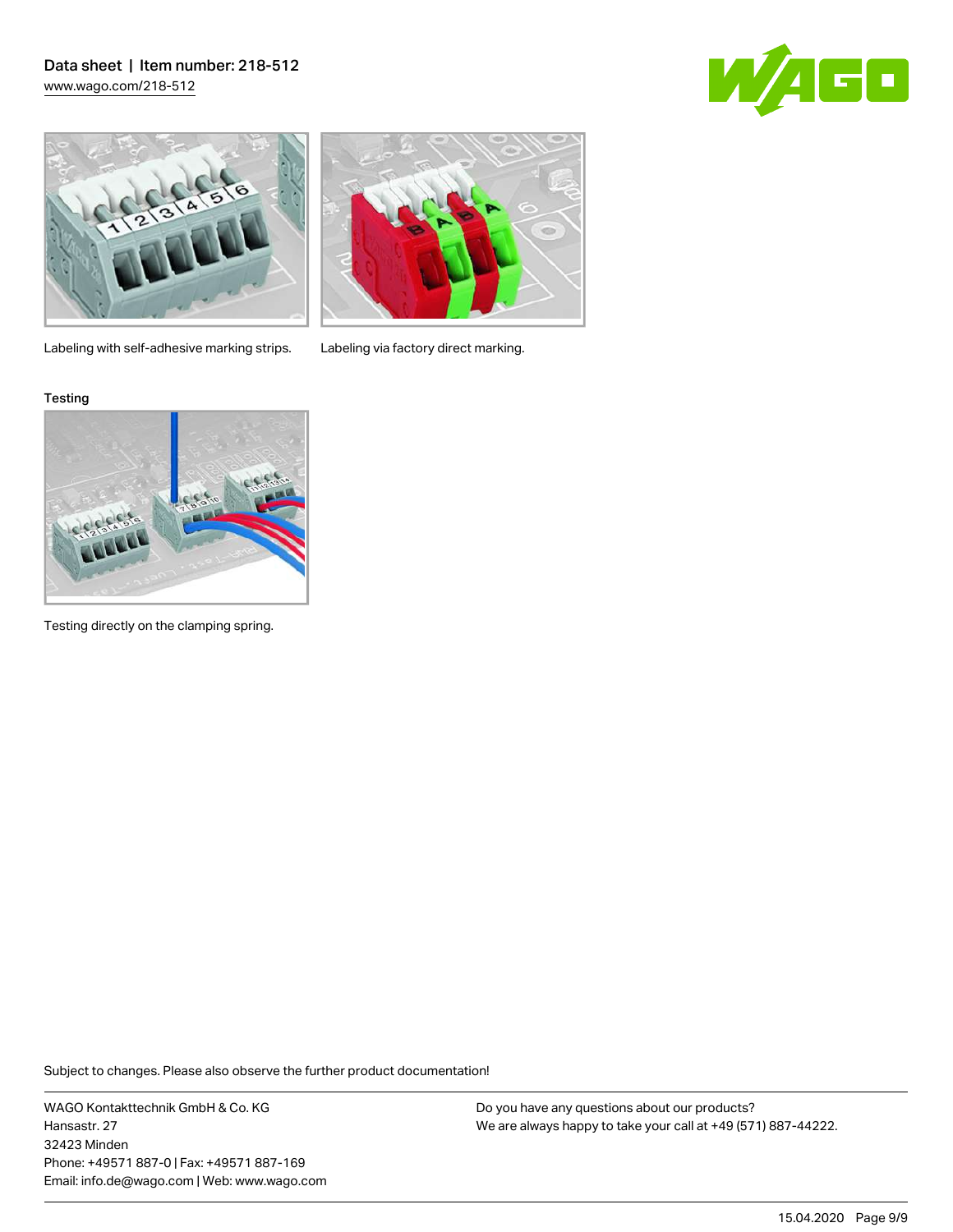Labeling with self-adhesive marking strips.

Labeling via factory direct marking.

Testing

Testing directly on the clamping spring.

Subject to changes. Please also observe the further product documentation!

WAGO Kontakttechnik GmbH & Co. KG
Hansastr. 27
32423 Minden
Phone: +49571 887-0 | Fax: +49571 887-169
Email: info.de@wago.com | Web: www.wago.com

Do you have any questions about our products?
We are always happy to take your call at +49 (571) 887-44222.